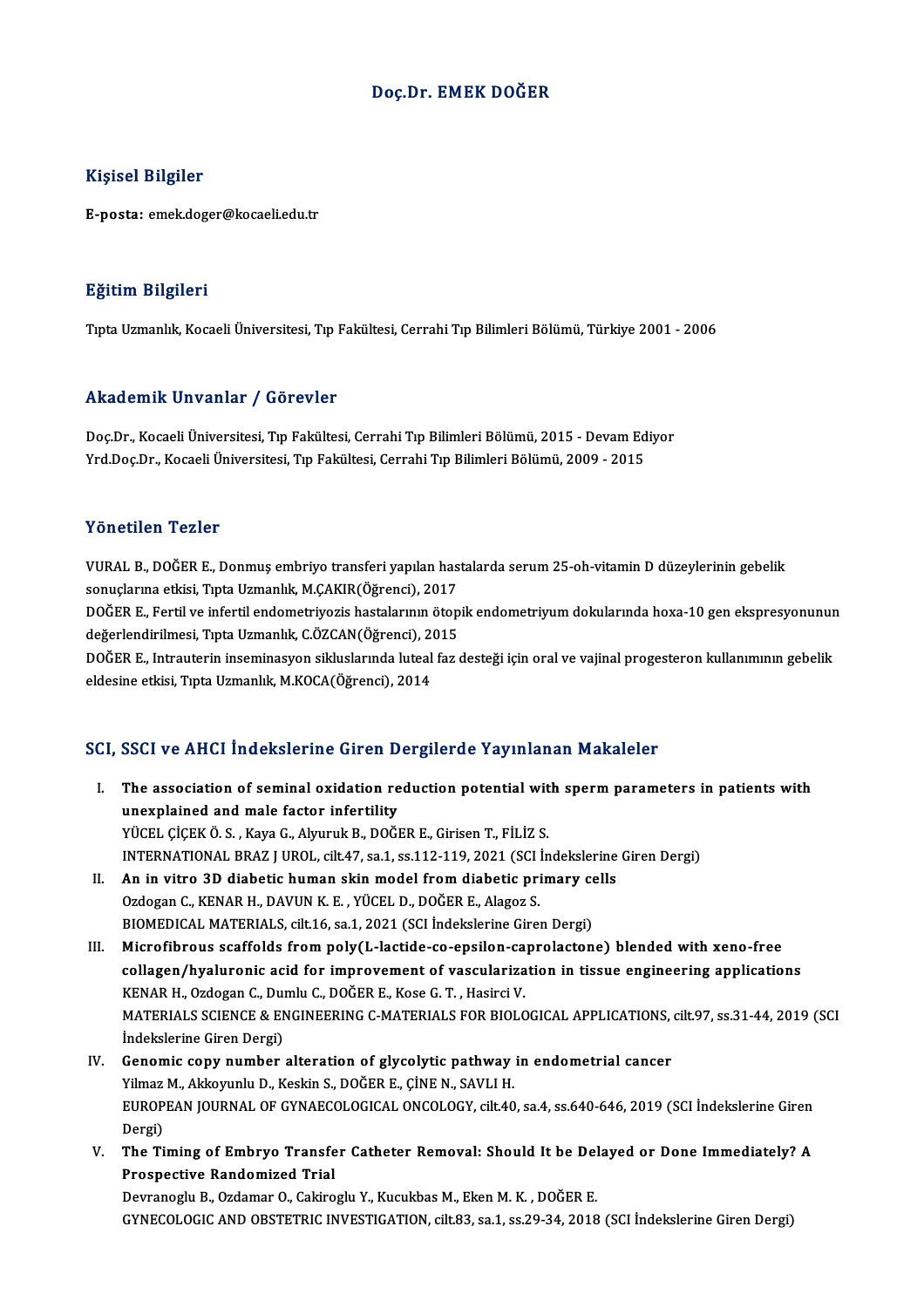# Doç.Dr. EMEK DOĞER

## Kişisel Bilgiler

**E-posta:** emek.doger@kocaeli.edu.tr

## Eğitim Bilgileri

Tıpta Uzmanlık, Kocaeli Üniversitesi, Tıp Fakültesi, Cerrahi Tıp Bilimleri Bölümü, Türkiye 2001 - 2006

## Akademik Unvanlar / Görevler

Doç.Dr., Kocaeli Üniversitesi, Tıp Fakültesi, Cerrahi Tıp Bilimleri Bölümü, 2015 - Devam Ediyor
Yrd.Doç.Dr., Kocaeli Üniversitesi, Tıp Fakültesi, Cerrahi Tıp Bilimleri Bölümü, 2009 - 2015

## Yönetilen Tezler

VURAL B., DOĞER E., Donmuş embriyo transferi yapılan hastalarda serum 25-oh-vitamin D düzeylerinin gebelik sonuçlarına etkisi, Tıpta Uzmanlık, M.ÇAKIR(Öğrenci), 2017

DOĞER E., Fertil ve infertil endometriyozis hastalarının ötopik endometriyum dokularında hoxa-10 gen ekspresyonunun değerlendirilmesi, Tıpta Uzmanlık, C.ÖZCAN(Öğrenci), 2015

DOĞER E., Intrauterin inseminasyon sikluslarında luteal faz desteği için oral ve vajinal progesteron kullanımının gebelik eldesine etkisi, Tıpta Uzmanlık, M.KOCA(Öğrenci), 2014

## SCI, SSCI ve AHCI İndekslerine Giren Dergilerde Yayınlanan Makaleler

I. **The association of seminal oxidation reduction potential with sperm parameters in patients with unexplained and male factor infertility**
YÜCEL ÇİÇEK Ö. S. , Kaya G., Alyuruk B., DOĞER E., Girisen T., FİLİZ S.
INTERNATIONAL BRAZ J UROL, cilt.47, sa.1, ss.112-119, 2021 (SCI İndekslerine Giren Dergi)

II. **An in vitro 3D diabetic human skin model from diabetic primary cells**
Ozdogan C., KENAR H., DAVUN K. E. , YÜCEL D., DOĞER E., Alagoz S.
BIOMEDICAL MATERIALS, cilt.16, sa.1, 2021 (SCI İndekslerine Giren Dergi)

III. **Microfibrous scaffolds from poly(L-lactide-co-epsilon-caprolactone) blended with xeno-free collagen/hyaluronic acid for improvement of vascularization in tissue engineering applications**
KENAR H., Ozdogan C., Dumlu C., DOĞER E., Kose G. T. , Hasirci V.
MATERIALS SCIENCE & ENGINEERING C-MATERIALS FOR BIOLOGICAL APPLICATIONS, cilt.97, ss.31-44, 2019 (SCI İndekslerine Giren Dergi)

IV. **Genomic copy number alteration of glycolytic pathway in endometrial cancer**
Yilmaz M., Akkoyunlu D., Keskin S., DOĞER E., ÇİNE N., SAVLI H.
EUROPEAN JOURNAL OF GYNAECOLOGICAL ONCOLOGY, cilt.40, sa.4, ss.640-646, 2019 (SCI İndekslerine Giren Dergi)

V. **The Timing of Embryo Transfer Catheter Removal: Should It be Delayed or Done Immediately? A Prospective Randomized Trial**
Devranoglu B., Ozdamar O., Cakiroglu Y., Kucukbas M., Eken M. K. , DOĞER E.
GYNECOLOGIC AND OBSTETRIC INVESTIGATION, cilt.83, sa.1, ss.29-34, 2018 (SCI İndekslerine Giren Dergi)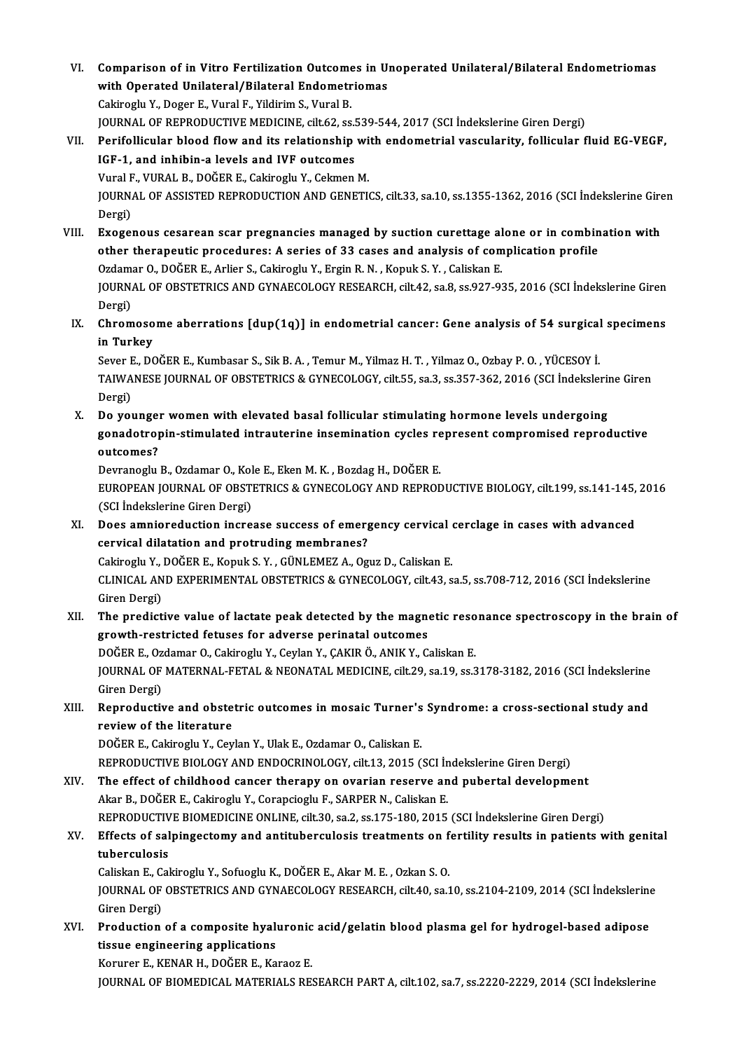VI. **Comparison of in Vitro Fertilization Outcomes in Unoperated Unilateral/Bilateral Endometriomas with Operated Unilateral/Bilateral Endometriomas**
Cakiroglu Y., Doger E., Vural F., Yildirim S., Vural B.
JOURNAL OF REPRODUCTIVE MEDICINE, cilt.62, ss.539-544, 2017 (SCI İndekslerine Giren Dergi)

VII. **Perifollicular blood flow and its relationship with endometrial vascularity, follicular fluid EG-VEGF, IGF-1, and inhibin-a levels and IVF outcomes**
Vural F., VURAL B., DOĞER E., Cakiroglu Y., Cekmen M.
JOURNAL OF ASSISTED REPRODUCTION AND GENETICS, cilt.33, sa.10, ss.1355-1362, 2016 (SCI İndekslerine Giren Dergi)

VIII. **Exogenous cesarean scar pregnancies managed by suction curettage alone or in combination with other therapeutic procedures: A series of 33 cases and analysis of complication profile**
Ozdamar O., DOĞER E., Arlier S., Cakiroglu Y., Ergin R. N. , Kopuk S. Y. , Caliskan E.
JOURNAL OF OBSTETRICS AND GYNAECOLOGY RESEARCH, cilt.42, sa.8, ss.927-935, 2016 (SCI İndekslerine Giren Dergi)

IX. **Chromosome aberrations [dup(1q)] in endometrial cancer: Gene analysis of 54 surgical specimens in Turkey**
Sever E., DOĞER E., Kumbasar S., Sik B. A. , Temur M., Yilmaz H. T. , Yilmaz O., Ozbay P. O. , YÜCESOY İ.
TAIWANESE JOURNAL OF OBSTETRICS & GYNECOLOGY, cilt.55, sa.3, ss.357-362, 2016 (SCI İndekslerine Giren Dergi)

X. **Do younger women with elevated basal follicular stimulating hormone levels undergoing gonadotropin-stimulated intrauterine insemination cycles represent compromised reproductive outcomes?**
Devranoglu B., Ozdamar O., Kole E., Eken M. K. , Bozdag H., DOĞER E.
EUROPEAN JOURNAL OF OBSTETRICS & GYNECOLOGY AND REPRODUCTIVE BIOLOGY, cilt.199, ss.141-145, 2016 (SCI İndekslerine Giren Dergi)

XI. **Does amnioreduction increase success of emergency cervical cerclage in cases with advanced cervical dilatation and protruding membranes?**
Cakiroglu Y., DOĞER E., Kopuk S. Y. , GÜNLEMEZ A., Oguz D., Caliskan E.
CLINICAL AND EXPERIMENTAL OBSTETRICS & GYNECOLOGY, cilt.43, sa.5, ss.708-712, 2016 (SCI İndekslerine Giren Dergi)

XII. **The predictive value of lactate peak detected by the magnetic resonance spectroscopy in the brain of growth-restricted fetuses for adverse perinatal outcomes**
DOĞER E., Ozdamar O., Cakiroglu Y., Ceylan Y., ÇAKIR Ö., ANIK Y., Caliskan E.
JOURNAL OF MATERNAL-FETAL & NEONATAL MEDICINE, cilt.29, sa.19, ss.3178-3182, 2016 (SCI İndekslerine Giren Dergi)

XIII. **Reproductive and obstetric outcomes in mosaic Turner's Syndrome: a cross-sectional study and review of the literature**
DOĞER E., Cakiroglu Y., Ceylan Y., Ulak E., Ozdamar O., Caliskan E.
REPRODUCTIVE BIOLOGY AND ENDOCRINOLOGY, cilt.13, 2015 (SCI İndekslerine Giren Dergi)

XIV. **The effect of childhood cancer therapy on ovarian reserve and pubertal development**
Akar B., DOĞER E., Cakiroglu Y., Corapcioglu F., SARPER N., Caliskan E.
REPRODUCTIVE BIOMEDICINE ONLINE, cilt.30, sa.2, ss.175-180, 2015 (SCI İndekslerine Giren Dergi)

XV. **Effects of salpingectomy and antituberculosis treatments on fertility results in patients with genital tuberculosis**
Caliskan E., Cakiroglu Y., Sofuoglu K., DOĞER E., Akar M. E. , Ozkan S. O.
JOURNAL OF OBSTETRICS AND GYNAECOLOGY RESEARCH, cilt.40, sa.10, ss.2104-2109, 2014 (SCI İndekslerine Giren Dergi)

XVI. **Production of a composite hyaluronic acid/gelatin blood plasma gel for hydrogel-based adipose tissue engineering applications**
Korurer E., KENAR H., DOĞER E., Karaoz E.
JOURNAL OF BIOMEDICAL MATERIALS RESEARCH PART A, cilt.102, sa.7, ss.2220-2229, 2014 (SCI İndekslerine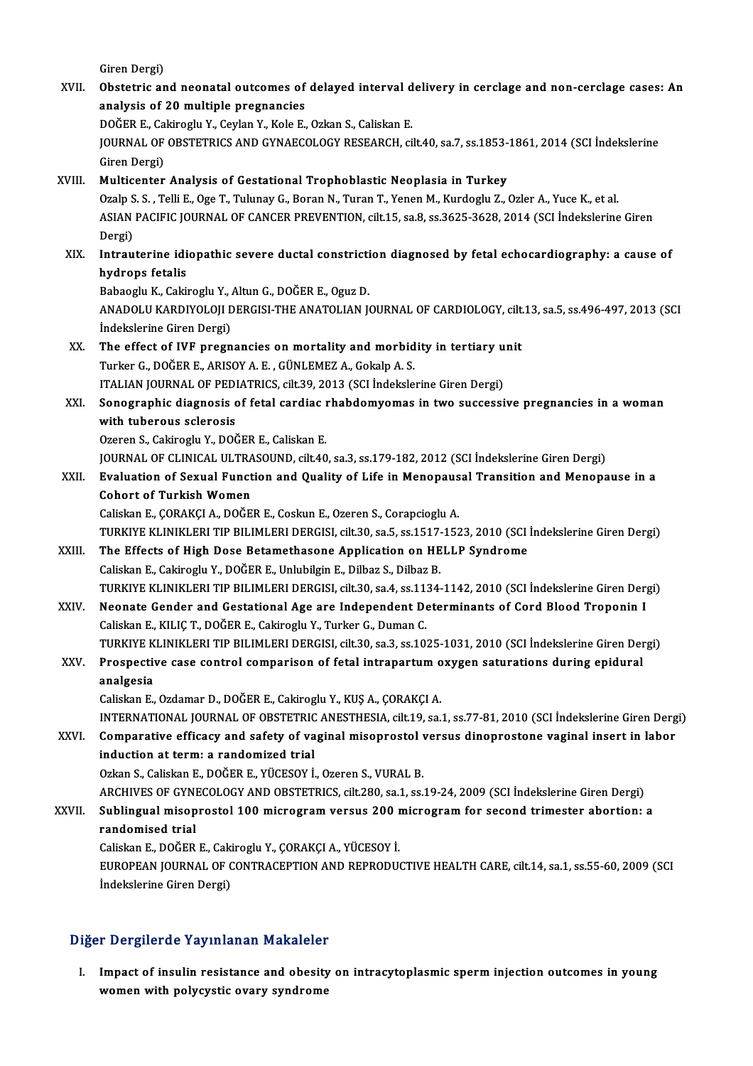Giren Dergi)

XVII. **Obstetric and neonatal outcomes of delayed interval delivery in cerclage and non-cerclage cases: An analysis of 20 multiple pregnancies**
DOĞER E., Cakiroglu Y., Ceylan Y., Kole E., Ozkan S., Caliskan E.
JOURNAL OF OBSTETRICS AND GYNAECOLOGY RESEARCH, cilt.40, sa.7, ss.1853-1861, 2014 (SCI İndekslerine Giren Dergi)

XVIII. **Multicenter Analysis of Gestational Trophoblastic Neoplasia in Turkey**
Ozalp S. S. , Telli E., Oge T., Tulunay G., Boran N., Turan T., Yenen M., Kurdoglu Z., Ozler A., Yuce K., et al.
ASIAN PACIFIC JOURNAL OF CANCER PREVENTION, cilt.15, sa.8, ss.3625-3628, 2014 (SCI İndekslerine Giren Dergi)

XIX. **Intrauterine idiopathic severe ductal constriction diagnosed by fetal echocardiography: a cause of hydrops fetalis**
Babaoglu K., Cakiroglu Y., Altun G., DOĞER E., Oguz D.
ANADOLU KARDIYOLOJI DERGISI-THE ANATOLIAN JOURNAL OF CARDIOLOGY, cilt.13, sa.5, ss.496-497, 2013 (SCI İndekslerine Giren Dergi)

XX. **The effect of IVF pregnancies on mortality and morbidity in tertiary unit**
Turker G., DOĞER E., ARISOY A. E. , GÜNLEMEZ A., Gokalp A. S.
ITALIAN JOURNAL OF PEDIATRICS, cilt.39, 2013 (SCI İndekslerine Giren Dergi)

XXI. **Sonographic diagnosis of fetal cardiac rhabdomyomas in two successive pregnancies in a woman with tuberous sclerosis**
Ozeren S., Cakiroglu Y., DOĞER E., Caliskan E.
JOURNAL OF CLINICAL ULTRASOUND, cilt.40, sa.3, ss.179-182, 2012 (SCI İndekslerine Giren Dergi)

XXII. **Evaluation of Sexual Function and Quality of Life in Menopausal Transition and Menopause in a Cohort of Turkish Women**
Caliskan E., ÇORAKÇI A., DOĞER E., Coskun E., Ozeren S., Corapcioglu A.
TURKIYE KLINIKLERI TIP BILIMLERI DERGISI, cilt.30, sa.5, ss.1517-1523, 2010 (SCI İndekslerine Giren Dergi)

XXIII. **The Effects of High Dose Betamethasone Application on HELLP Syndrome**
Caliskan E., Cakiroglu Y., DOĞER E., Unlubilgin E., Dilbaz S., Dilbaz B.
TURKIYE KLINIKLERI TIP BILIMLERI DERGISI, cilt.30, sa.4, ss.1134-1142, 2010 (SCI İndekslerine Giren Dergi)

XXIV. **Neonate Gender and Gestational Age are Independent Determinants of Cord Blood Troponin I**
Caliskan E., KILIÇ T., DOĞER E., Cakiroglu Y., Turker G., Duman C.
TURKIYE KLINIKLERI TIP BILIMLERI DERGISI, cilt.30, sa.3, ss.1025-1031, 2010 (SCI İndekslerine Giren Dergi)

XXV. **Prospective case control comparison of fetal intrapartum oxygen saturations during epidural analgesia**
Caliskan E., Ozdamar D., DOĞER E., Cakiroglu Y., KUŞ A., ÇORAKÇI A.
INTERNATIONAL JOURNAL OF OBSTETRIC ANESTHESIA, cilt.19, sa.1, ss.77-81, 2010 (SCI İndekslerine Giren Dergi)

XXVI. **Comparative efficacy and safety of vaginal misoprostol versus dinoprostone vaginal insert in labor induction at term: a randomized trial**
Ozkan S., Caliskan E., DOĞER E., YÜCESOY İ., Ozeren S., VURAL B.
ARCHIVES OF GYNECOLOGY AND OBSTETRICS, cilt.280, sa.1, ss.19-24, 2009 (SCI İndekslerine Giren Dergi)

XXVII. **Sublingual misoprostol 100 microgram versus 200 microgram for second trimester abortion: a randomised trial**
Caliskan E., DOĞER E., Cakiroglu Y., ÇORAKÇI A., YÜCESOY İ.
EUROPEAN JOURNAL OF CONTRACEPTION AND REPRODUCTIVE HEALTH CARE, cilt.14, sa.1, ss.55-60, 2009 (SCI İndekslerine Giren Dergi)

## Diğer Dergilerde Yayınlanan Makaleler

I. **Impact of insulin resistance and obesity on intracytoplasmic sperm injection outcomes in young women with polycystic ovary syndrome**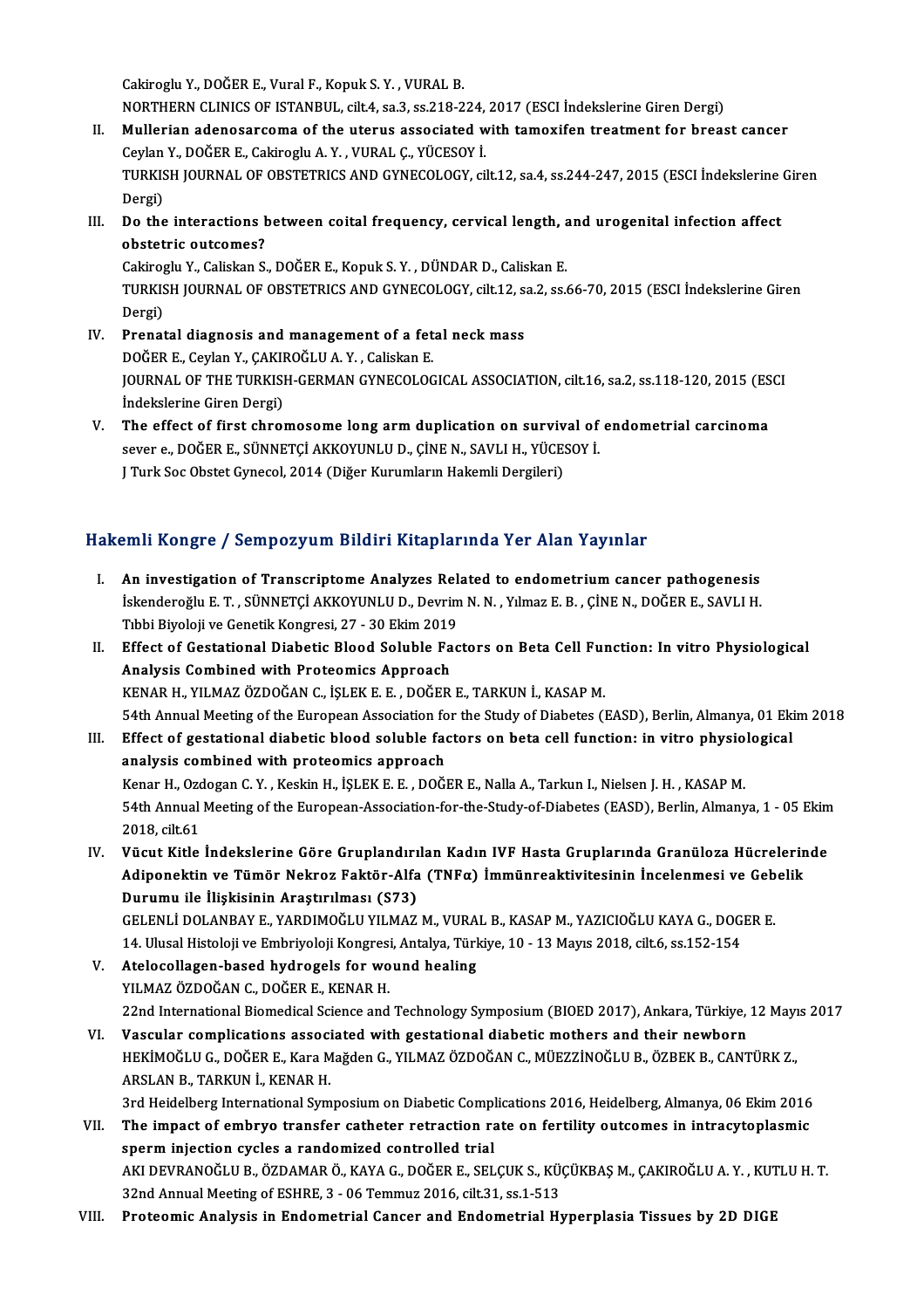Cakiroglu Y., DOĞER E., Vural F., Kopuk S. Y. , VURAL B.
NORTHERN CLINICS OF ISTANBUL, cilt.4, sa.3, ss.218-224, 2017 (ESCI İndekslerine Giren Dergi)

II. **Mullerian adenosarcoma of the uterus associated with tamoxifen treatment for breast cancer**
Ceylan Y., DOĞER E., Cakiroglu A. Y. , VURAL Ç., YÜCESOY İ.
TURKISH JOURNAL OF OBSTETRICS AND GYNECOLOGY, cilt.12, sa.4, ss.244-247, 2015 (ESCI İndekslerine Giren Dergi)

III. **Do the interactions between coital frequency, cervical length, and urogenital infection affect obstetric outcomes?**
Cakiroglu Y., Caliskan S., DOĞER E., Kopuk S. Y. , DÜNDAR D., Caliskan E.
TURKISH JOURNAL OF OBSTETRICS AND GYNECOLOGY, cilt.12, sa.2, ss.66-70, 2015 (ESCI İndekslerine Giren Dergi)

IV. **Prenatal diagnosis and management of a fetal neck mass**
DOĞER E., Ceylan Y., ÇAKIROĞLU A. Y. , Caliskan E.
JOURNAL OF THE TURKISH-GERMAN GYNECOLOGICAL ASSOCIATION, cilt.16, sa.2, ss.118-120, 2015 (ESCI İndekslerine Giren Dergi)

V. **The effect of first chromosome long arm duplication on survival of endometrial carcinoma**
sever e., DOĞER E., SÜNNETÇİ AKKOYUNLU D., ÇİNE N., SAVLI H., YÜCESOY İ.
J Turk Soc Obstet Gynecol, 2014 (Diğer Kurumların Hakemli Dergileri)

## Hakemli Kongre / Sempozyum Bildiri Kitaplarında Yer Alan Yayınlar

I. **An investigation of Transcriptome Analyzes Related to endometrium cancer pathogenesis**
İskenderoğlu E. T. , SÜNNETÇİ AKKOYUNLU D., Devrim N. N. , Yılmaz E. B. , ÇİNE N., DOĞER E., SAVLI H.
Tıbbi Biyoloji ve Genetik Kongresi, 27 - 30 Ekim 2019

II. **Effect of Gestational Diabetic Blood Soluble Factors on Beta Cell Function: In vitro Physiological Analysis Combined with Proteomics Approach**
KENAR H., YILMAZ ÖZDOĞAN C., İŞLEK E. E. , DOĞER E., TARKUN İ., KASAP M.
54th Annual Meeting of the European Association for the Study of Diabetes (EASD), Berlin, Almanya, 01 Ekim 2018

III. **Effect of gestational diabetic blood soluble factors on beta cell function: in vitro physiological analysis combined with proteomics approach**
Kenar H., Ozdogan C. Y. , Keskin H., İŞLEK E. E. , DOĞER E., Nalla A., Tarkun I., Nielsen J. H. , KASAP M.
54th Annual Meeting of the European-Association-for-the-Study-of-Diabetes (EASD), Berlin, Almanya, 1 - 05 Ekim 2018, cilt.61

IV. **Vücut Kitle İndekslerine Göre Gruplandırılan Kadın IVF Hasta Gruplarında Granüloza Hücrelerinde Adiponektin ve Tümör Nekroz Faktör-Alfa (TNFα) İmmünreaktivitesinin İncelenmesi ve Gebelik Durumu ile İlişkisinin Araştırılması (S73)**
GELENLİ DOLANBAY E., YARDIMOĞLU YILMAZ M., VURAL B., KASAP M., YAZICIOĞLU KAYA G., DOGER E.
14. Ulusal Histoloji ve Embriyoloji Kongresi, Antalya, Türkiye, 10 - 13 Mayıs 2018, cilt.6, ss.152-154

V. **Atelocollagen-based hydrogels for wound healing**
YILMAZ ÖZDOĞAN C., DOĞER E., KENAR H.
22nd International Biomedical Science and Technology Symposium (BIOED 2017), Ankara, Türkiye, 12 Mayıs 2017

VI. **Vascular complications associated with gestational diabetic mothers and their newborn**
HEKİMOĞLU G., DOĞER E., Kara Mağden G., YILMAZ ÖZDOĞAN C., MÜEZZİNOĞLU B., ÖZBEK B., CANTÜRK Z., ARSLAN B., TARKUN İ., KENAR H.
3rd Heidelberg International Symposium on Diabetic Complications 2016, Heidelberg, Almanya, 06 Ekim 2016

VII. **The impact of embryo transfer catheter retraction rate on fertility outcomes in intracytoplasmic sperm injection cycles a randomized controlled trial**
AKI DEVRANOĞLU B., ÖZDAMAR Ö., KAYA G., DOĞER E., SELÇUK S., KÜÇÜKBAŞ M., ÇAKIROĞLU A. Y. , KUTLU H. T.
32nd Annual Meeting of ESHRE, 3 - 06 Temmuz 2016, cilt.31, ss.1-513

VIII. **Proteomic Analysis in Endometrial Cancer and Endometrial Hyperplasia Tissues by 2D DIGE**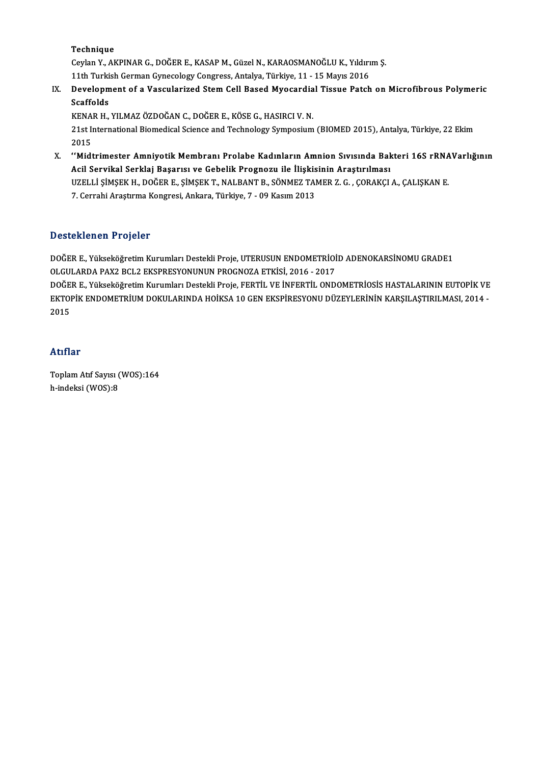**Technique**
Ceylan Y., AKPINAR G., DOĞER E., KASAP M., Güzel N., KARAOSMANOĞLU K., Yıldırım Ş.
11th Turkish German Gynecology Congress, Antalya, Türkiye, 11 - 15 Mayıs 2016

IX. **Development of a Vascularized Stem Cell Based Myocardial Tissue Patch on Microfibrous Polymeric Scaffolds**
KENAR H., YILMAZ ÖZDOĞAN C., DOĞER E., KÖSE G., HASIRCI V. N.
21st International Biomedical Science and Technology Symposium (BIOMED 2015), Antalya, Türkiye, 22 Ekim 2015

X. **''Midtrimester Amniyotik Membranı Prolabe Kadınların Amnion Sıvısında Bakteri 16S rRNAVarlığının Acil Servikal Serklaj Başarısı ve Gebelik Prognozu ile İlişkisinin Araştırılması**
UZELLİ ŞİMŞEK H., DOĞER E., ŞİMŞEK T., NALBANT B., SÖNMEZ TAMER Z. G. , ÇORAKÇI A., ÇALIŞKAN E.
7. Cerrahi Araştırma Kongresi, Ankara, Türkiye, 7 - 09 Kasım 2013

## Desteklenen Projeler

DOĞER E., Yükseköğretim Kurumları Destekli Proje, UTERUSUN ENDOMETRİOİD ADENOKARSİNOMU GRADE1 OLGULARDA PAX2 BCL2 EKSPRESYONUNUN PROGNOZA ETKİSİ, 2016 - 2017

DOĞER E., Yükseköğretim Kurumları Destekli Proje, FERTİL VE İNFERTİL ONDOMETRİOSİS HASTALARININ EUTOPİK VE EKTOPİK ENDOMETRİUM DOKULARINDA HOİKSA 10 GEN EKSPİRESYONU DÜZEYLERİNİN KARŞILAŞTIRILMASI, 2014 - 2015

## Atıflar

Toplam Atıf Sayısı (WOS):164
h-indeksi (WOS):8